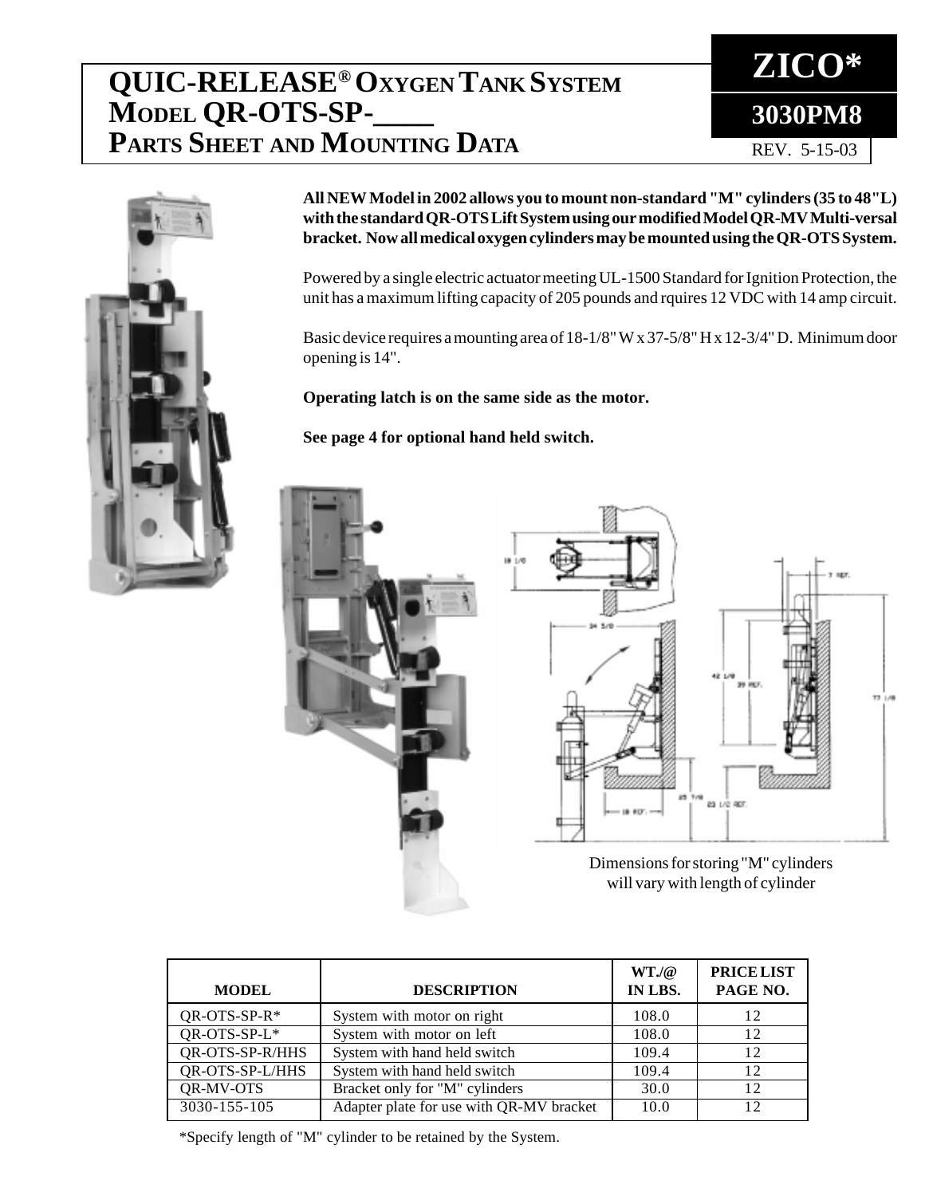# QUIC-RELEASE® OXYGEN TANK SYSTEM MODEL QR-OTS-SP-____ PARTS SHEET AND MOUNTING DATA

**ZICO***

**3030PM8**

REV. 5-15-03

**All NEW Model in 2002 allows you to mount non-standard "M" cylinders (35 to 48"L) with the standard QR-OTS Lift System using our modified Model QR-MV Multi-versal bracket. Now all medical oxygen cylinders may be mounted using the QR-OTS System.**

Powered by a single electric actuator meeting UL-1500 Standard for Ignition Protection, the unit has a maximum lifting capacity of 205 pounds and rquires 12 VDC with 14 amp circuit.

Basic device requires a mounting area of 18-1/8" W x 37-5/8" H x 12-3/4" D. Minimum door opening is 14".

**Operating latch is on the same side as the motor.**

**See page 4 for optional hand held switch.**

18 1/8

34 5/8

42 1/8

39 REF.

7 REF.

77 1/8

25 7/8

23 1/2 REF.

18 REF.

Dimensions for storing "M" cylinders will vary with length of cylinder

| MODEL | DESCRIPTION | WT./@ IN LBS. | PRICE LIST PAGE NO. |
|---|---|---|---|
| QR-OTS-SP-R* | System with motor on right | 108.0 | 12 |
| QR-OTS-SP-L* | System with motor on left | 108.0 | 12 |
| QR-OTS-SP-R/HHS | System with hand held switch | 109.4 | 12 |
| QR-OTS-SP-L/HHS | System with hand held switch | 109.4 | 12 |
| QR-MV-OTS | Bracket only for "M" cylinders | 30.0 | 12 |
| 3030-155-105 | Adapter plate for use with QR-MV bracket | 10.0 | 12 |

*Specify length of "M" cylinder to be retained by the System.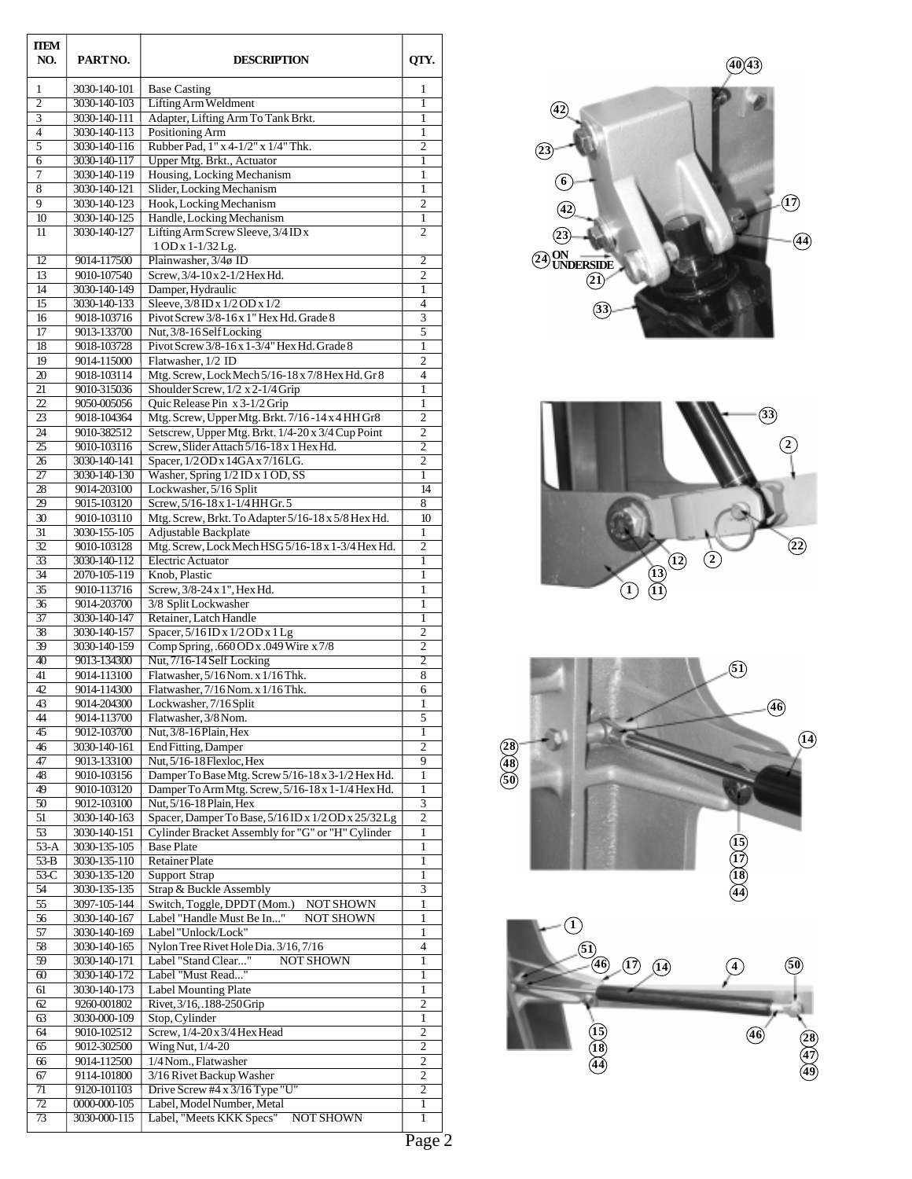| ITEM NO. | PART NO. | DESCRIPTION | QTY. |
|---|---|---|---|
| 1 | 3030-140-101 | Base Casting | 1 |
| 2 | 3030-140-103 | Lifting Arm Weldment | 1 |
| 3 | 3030-140-111 | Adapter, Lifting Arm To Tank Brkt. | 1 |
| 4 | 3030-140-113 | Positioning Arm | 1 |
| 5 | 3030-140-116 | Rubber Pad, 1" x 4-1/2" x 1/4" Thk. | 2 |
| 6 | 3030-140-117 | Upper Mtg. Brkt., Actuator | 1 |
| 7 | 3030-140-119 | Housing, Locking Mechanism | 1 |
| 8 | 3030-140-121 | Slider, Locking Mechanism | 1 |
| 9 | 3030-140-123 | Hook, Locking Mechanism | 2 |
| 10 | 3030-140-125 | Handle, Locking Mechanism | 1 |
| 11 | 3030-140-127 | Lifting Arm Screw Sleeve, 3/4 ID x 1 OD x 1-1/32 Lg. | 2 |
| 12 | 9014-117500 | Plainwasher, 3/4ø ID | 2 |
| 13 | 9010-107540 | Screw, 3/4-10 x 2-1/2 Hex Hd. | 2 |
| 14 | 3030-140-149 | Damper, Hydraulic | 1 |
| 15 | 3030-140-133 | Sleeve, 3/8 ID x 1/2 OD x 1/2 | 4 |
| 16 | 9018-103716 | Pivot Screw 3/8-16 x 1" Hex Hd. Grade 8 | 3 |
| 17 | 9013-133700 | Nut, 3/8-16 Self Locking | 5 |
| 18 | 9018-103728 | Pivot Screw 3/8-16 x 1-3/4" Hex Hd. Grade 8 | 1 |
| 19 | 9014-115000 | Flatwasher, 1/2 ID | 2 |
| 20 | 9018-103114 | Mtg. Screw, Lock Mech 5/16-18 x 7/8 Hex Hd. Gr 8 | 4 |
| 21 | 9010-315036 | Shoulder Screw, 1/2 x 2-1/4 Grip | 1 |
| 22 | 9050-005056 | Quic Release Pin x 3-1/2 Grip | 1 |
| 23 | 9018-104364 | Mtg. Screw, Upper Mtg. Brkt. 7/16 -14 x 4 HH Gr8 | 2 |
| 24 | 9010-382512 | Setscrew, Upper Mtg. Brkt. 1/4-20 x 3/4 Cup Point | 2 |
| 25 | 9010-103116 | Screw, Slider Attach 5/16-18 x 1 Hex Hd. | 2 |
| 26 | 3030-140-141 | Spacer, 1/2 OD x 14GA x 7/16 LG. | 2 |
| 27 | 3030-140-130 | Washer, Spring 1/2 ID x 1 OD, SS | 1 |
| 28 | 9014-203100 | Lockwasher, 5/16 Split | 14 |
| 29 | 9015-103120 | Screw, 5/16-18 x 1-1/4 HH Gr. 5 | 8 |
| 30 | 9010-103110 | Mtg. Screw, Brkt. To Adapter 5/16-18 x 5/8 Hex Hd. | 10 |
| 31 | 3030-155-105 | Adjustable Backplate | 1 |
| 32 | 9010-103128 | Mtg. Screw, Lock Mech HSG 5/16-18 x 1-3/4 Hex Hd. | 2 |
| 33 | 3030-140-112 | Electric Actuator | 1 |
| 34 | 2070-105-119 | Knob, Plastic | 1 |
| 35 | 9010-113716 | Screw, 3/8-24 x 1", Hex Hd. | 1 |
| 36 | 9014-203700 | 3/8 Split Lockwasher | 1 |
| 37 | 3030-140-147 | Retainer, Latch Handle | 1 |
| 38 | 3030-140-157 | Spacer, 5/16 ID x 1/2 OD x 1 Lg | 2 |
| 39 | 3030-140-159 | Comp Spring, .660 OD x .049 Wire x 7/8 | 2 |
| 40 | 9013-134300 | Nut, 7/16-14 Self Locking | 2 |
| 41 | 9014-113100 | Flatwasher, 5/16 Nom. x 1/16 Thk. | 8 |
| 42 | 9014-114300 | Flatwasher, 7/16 Nom. x 1/16 Thk. | 6 |
| 43 | 9014-204300 | Lockwasher, 7/16 Split | 1 |
| 44 | 9014-113700 | Flatwasher, 3/8 Nom. | 5 |
| 45 | 9012-103700 | Nut, 3/8-16 Plain, Hex | 1 |
| 46 | 3030-140-161 | End Fitting, Damper | 2 |
| 47 | 9013-133100 | Nut, 5/16-18 Flexloc, Hex | 9 |
| 48 | 9010-103156 | Damper To Base Mtg. Screw 5/16-18 x 3-1/2 Hex Hd. | 1 |
| 49 | 9010-103120 | Damper To Arm Mtg. Screw, 5/16-18 x 1-1/4 Hex Hd. | 1 |
| 50 | 9012-103100 | Nut, 5/16-18 Plain, Hex | 3 |
| 51 | 3030-140-163 | Spacer, Damper To Base, 5/16 ID x 1/2 OD x 25/32 Lg | 2 |
| 53 | 3030-140-151 | Cylinder Bracket Assembly for "G" or "H" Cylinder | 1 |
| 53-A | 3030-135-105 | Base Plate | 1 |
| 53-B | 3030-135-110 | Retainer Plate | 1 |
| 53-C | 3030-135-120 | Support Strap | 1 |
| 54 | 3030-135-135 | Strap & Buckle Assembly | 3 |
| 55 | 3097-105-144 | Switch, Toggle, DPDT (Mom.) NOT SHOWN | 1 |
| 56 | 3030-140-167 | Label "Handle Must Be In..." NOT SHOWN | 1 |
| 57 | 3030-140-169 | Label "Unlock/Lock" | 1 |
| 58 | 3030-140-165 | Nylon Tree Rivet Hole Dia. 3/16, 7/16 | 4 |
| 59 | 3030-140-171 | Label "Stand Clear..." NOT SHOWN | 1 |
| 60 | 3030-140-172 | Label "Must Read..." | 1 |
| 61 | 3030-140-173 | Label Mounting Plate | 1 |
| 62 | 9260-001802 | Rivet, 3/16, .188-250 Grip | 2 |
| 63 | 3030-000-109 | Stop, Cylinder | 1 |
| 64 | 9010-102512 | Screw, 1/4-20 x 3/4 Hex Head | 2 |
| 65 | 9012-302500 | Wing Nut, 1/4-20 | 2 |
| 66 | 9014-112500 | 1/4 Nom., Flatwasher | 2 |
| 67 | 9114-101800 | 3/16 Rivet Backup Washer | 2 |
| 71 | 9120-101103 | Drive Screw #4 x 3/16 Type "U" | 2 |
| 72 | 0000-000-105 | Label, Model Number, Metal | 1 |
| 73 | 3030-000-115 | Label, "Meets KKK Specs" NOT SHOWN | 1 |

40 43 42 23 6 17 42 23 44 24 ON UNDERSIDE 21 33

33 2 22 12 2 13 1 11

51 46 14 28 48 50 15 17 18 44

1 51 46 17 14 4 50 15 18 44 46 28 47 49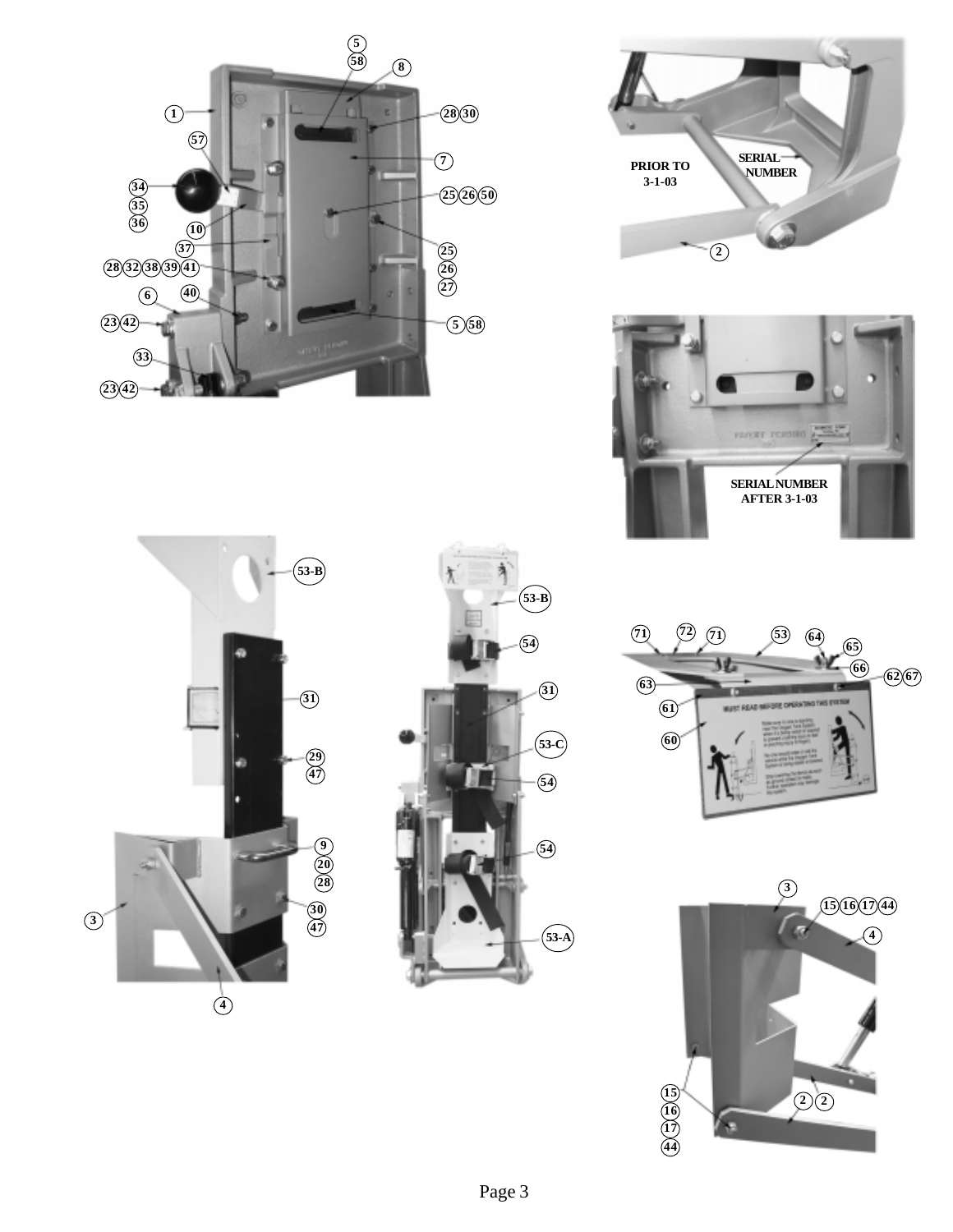PRIOR TO 3-1-03

SERIAL NUMBER

SERIAL NUMBER AFTER 3-1-03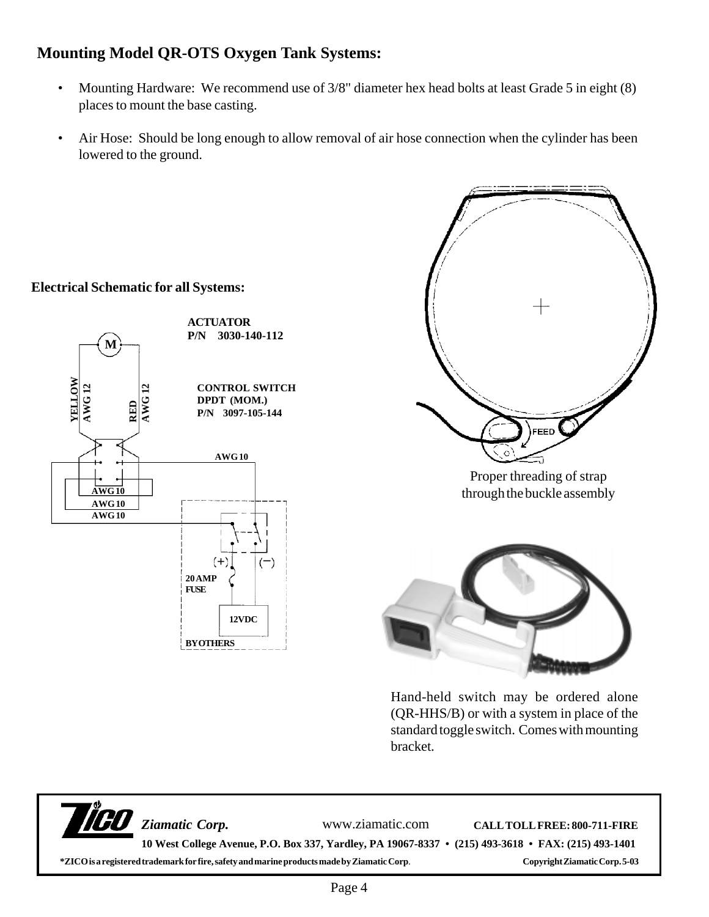## Mounting Model QR-OTS Oxygen Tank Systems:

- Mounting Hardware: We recommend use of 3/8" diameter hex head bolts at least Grade 5 in eight (8) places to mount the base casting.
- Air Hose: Should be long enough to allow removal of air hose connection when the cylinder has been lowered to the ground.

### Electrical Schematic for all Systems:

ACTUATOR
P/N 3030-140-112

M

YELLOW
AWG 12

RED
AWG 12

CONTROL SWITCH
DPDT (MOM.)
P/N 3097-105-144

AWG 10

AWG 10
AWG 10
AWG 10

(+)
(−)

20 AMP
FUSE

12VDC

BY OTHERS

FEED

Proper threading of strap through the buckle assembly

Hand-held switch may be ordered alone (QR-HHS/B) or with a system in place of the standard toggle switch. Comes with mounting bracket.

*Ziamatic Corp.* www.ziamatic.com **CALL TOLL FREE: 800-711-FIRE**

**10 West College Avenue, P.O. Box 337, Yardley, PA 19067-8337 • (215) 493-3618 • FAX: (215) 493-1401**

**\*ZICO is a registered trademark for fire, safety and marine products made by Ziamatic Corp.** **Copyright Ziamatic Corp. 5-03**